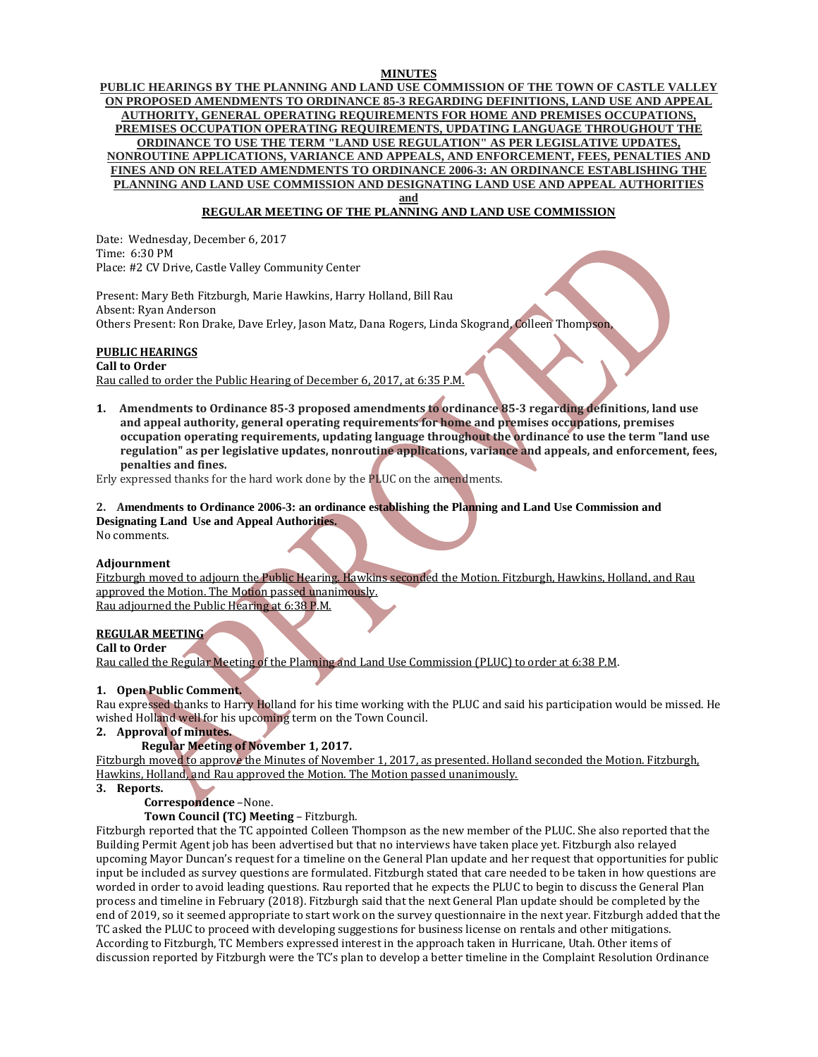**MINUTES**

**PUBLIC HEARINGS BY THE PLANNING AND LAND USE COMMISSION OF THE TOWN OF CASTLE VALLEY ON PROPOSED AMENDMENTS TO ORDINANCE 85-3 REGARDING DEFINITIONS, LAND USE AND APPEAL AUTHORITY, GENERAL OPERATING REQUIREMENTS FOR HOME AND PREMISES OCCUPATIONS, PREMISES OCCUPATION OPERATING REQUIREMENTS, UPDATING LANGUAGE THROUGHOUT THE ORDINANCE TO USE THE TERM "LAND USE REGULATION" AS PER LEGISLATIVE UPDATES, NONROUTINE APPLICATIONS, VARIANCE AND APPEALS, AND ENFORCEMENT, FEES, PENALTIES AND FINES AND ON RELATED AMENDMENTS TO ORDINANCE 2006-3: AN ORDINANCE ESTABLISHING THE PLANNING AND LAND USE COMMISSION AND DESIGNATING LAND USE AND APPEAL AUTHORITIES**

**and**

**REGULAR MEETING OF THE PLANNING AND LAND USE COMMISSION**

Date: Wednesday, December 6, 2017
Time: 6:30 PM
Place: #2 CV Drive, Castle Valley Community Center

Present: Mary Beth Fitzburgh, Marie Hawkins, Harry Holland, Bill Rau
Absent: Ryan Anderson
Others Present: Ron Drake, Dave Erley, Jason Matz, Dana Rogers, Linda Skogrand, Colleen Thompson,

**PUBLIC HEARINGS**

**Call to Order**

Rau called to order the Public Hearing of December 6, 2017, at 6:35 P.M.

1. **Amendments to Ordinance 85-3 proposed amendments to ordinance 85-3 regarding definitions, land use and appeal authority, general operating requirements for home and premises occupations, premises occupation operating requirements, updating language throughout the ordinance to use the term "land use regulation" as per legislative updates, nonroutine applications, variance and appeals, and enforcement, fees, penalties and fines.**

Erly expressed thanks for the hard work done by the PLUC on the amendments.

2. **Amendments to Ordinance 2006-3: an ordinance establishing the Planning and Land Use Commission and Designating Land Use and Appeal Authorities.**

No comments.

**Adjournment**

Fitzburgh moved to adjourn the Public Hearing. Hawkins seconded the Motion. Fitzburgh, Hawkins, Holland, and Rau approved the Motion. The Motion passed unanimously.
Rau adjourned the Public Hearing at 6:38 P.M.

**REGULAR MEETING**

**Call to Order**

Rau called the Regular Meeting of the Planning and Land Use Commission (PLUC) to order at 6:38 P.M.

1. **Open Public Comment.**

Rau expressed thanks to Harry Holland for his time working with the PLUC and said his participation would be missed. He wished Holland well for his upcoming term on the Town Council.

2. **Approval of minutes.**

   **Regular Meeting of November 1, 2017.**

Fitzburgh moved to approve the Minutes of November 1, 2017, as presented. Holland seconded the Motion. Fitzburgh, Hawkins, Holland, and Rau approved the Motion. The Motion passed unanimously.

3. **Reports.**

   **Correspondence** –None.

   **Town Council (TC) Meeting** – Fitzburgh.

Fitzburgh reported that the TC appointed Colleen Thompson as the new member of the PLUC. She also reported that the Building Permit Agent job has been advertised but that no interviews have taken place yet. Fitzburgh also relayed upcoming Mayor Duncan's request for a timeline on the General Plan update and her request that opportunities for public input be included as survey questions are formulated. Fitzburgh stated that care needed to be taken in how questions are worded in order to avoid leading questions. Rau reported that he expects the PLUC to begin to discuss the General Plan process and timeline in February (2018). Fitzburgh said that the next General Plan update should be completed by the end of 2019, so it seemed appropriate to start work on the survey questionnaire in the next year. Fitzburgh added that the TC asked the PLUC to proceed with developing suggestions for business license on rentals and other mitigations. According to Fitzburgh, TC Members expressed interest in the approach taken in Hurricane, Utah. Other items of discussion reported by Fitzburgh were the TC's plan to develop a better timeline in the Complaint Resolution Ordinance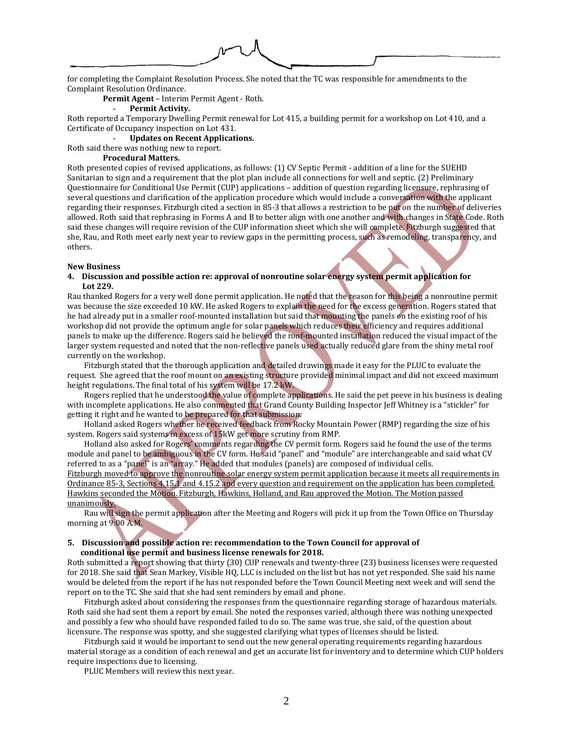for completing the Complaint Resolution Process. She noted that the TC was responsible for amendments to the Complaint Resolution Ordinance.

**Permit Agent** – Interim Permit Agent - Roth.

- **Permit Activity.**

Roth reported a Temporary Dwelling Permit renewal for Lot 415, a building permit for a workshop on Lot 410, and a Certificate of Occupancy inspection on Lot 431.

- **Updates on Recent Applications.**

Roth said there was nothing new to report.

**Procedural Matters.**

Roth presented copies of revised applications, as follows: (1) CV Septic Permit - addition of a line for the SUEHD Sanitarian to sign and a requirement that the plot plan include all connections for well and septic. (2) Preliminary Questionnaire for Conditional Use Permit (CUP) applications – addition of question regarding licensure, rephrasing of several questions and clarification of the application procedure which would include a conversation with the applicant regarding their responses. Fitzburgh cited a section in 85-3 that allows a restriction to be put on the number of deliveries allowed. Roth said that rephrasing in Forms A and B to better align with one another and with changes in State Code. Roth said these changes will require revision of the CUP information sheet which she will complete. Fitzburgh suggested that she, Rau, and Roth meet early next year to review gaps in the permitting process, such as remodeling, transparency, and others.

**New Business**

**4. Discussion and possible action re: approval of nonroutine solar energy system permit application for Lot 229.**

Rau thanked Rogers for a very well done permit application. He noted that the reason for this being a nonroutine permit was because the size exceeded 10 kW. He asked Rogers to explain the need for the excess generation. Rogers stated that he had already put in a smaller roof-mounted installation but said that mounting the panels on the existing roof of his workshop did not provide the optimum angle for solar panels which reduces their efficiency and requires additional panels to make up the difference. Rogers said he believed the roof-mounted installation reduced the visual impact of the larger system requested and noted that the non-reflective panels used actually reduced glare from the shiny metal roof currently on the workshop.

Fitzburgh stated that the thorough application and detailed drawings made it easy for the PLUC to evaluate the request. She agreed that the roof mount on an existing structure provided minimal impact and did not exceed maximum height regulations. The final total of his system will be 17.2 kW.

Rogers replied that he understood the value of complete applications. He said the pet peeve in his business is dealing with incomplete applications. He also commented that Grand County Building Inspector Jeff Whitney is a "stickler" for getting it right and he wanted to be prepared for that submission.

Holland asked Rogers whether he received feedback from Rocky Mountain Power (RMP) regarding the size of his system. Rogers said systems in excess of 15kW get more scrutiny from RMP.

Holland also asked for Rogers' comments regarding the CV permit form. Rogers said he found the use of the terms module and panel to be ambiguous in the CV form. He said "panel" and "module" are interchangeable and said what CV referred to as a "panel" is an "array." He added that modules (panels) are composed of individual cells.

<u>Fitzburgh moved to approve the nonroutine solar energy system permit application because it meets all requirements in Ordinance 85-3, Sections 4.15.1 and 4.15.2 and every question and requirement on the application has been completed. Hawkins seconded the Motion. Fitzburgh, Hawkins, Holland, and Rau approved the Motion. The Motion passed unanimously.</u>

Rau will sign the permit application after the Meeting and Rogers will pick it up from the Town Office on Thursday morning at 9:00 A.M.

**5. Discussion and possible action re: recommendation to the Town Council for approval of conditional use permit and business license renewals for 2018.**

Roth submitted a report showing that thirty (30) CUP renewals and twenty-three (23) business licenses were requested for 2018. She said that Sean Markey, Visible HQ, LLC is included on the list but has not yet responded. She said his name would be deleted from the report if he has not responded before the Town Council Meeting next week and will send the report on to the TC. She said that she had sent reminders by email and phone.

Fitzburgh asked about considering the responses from the questionnaire regarding storage of hazardous materials. Roth said she had sent them a report by email. She noted the responses varied, although there was nothing unexpected and possibly a few who should have responded failed to do so. The same was true, she said, of the question about licensure. The response was spotty, and she suggested clarifying what types of licenses should be listed.

Fitzburgh said it would be important to send out the new general operating requirements regarding hazardous material storage as a condition of each renewal and get an accurate list for inventory and to determine which CUP holders require inspections due to licensing.

PLUC Members will review this next year.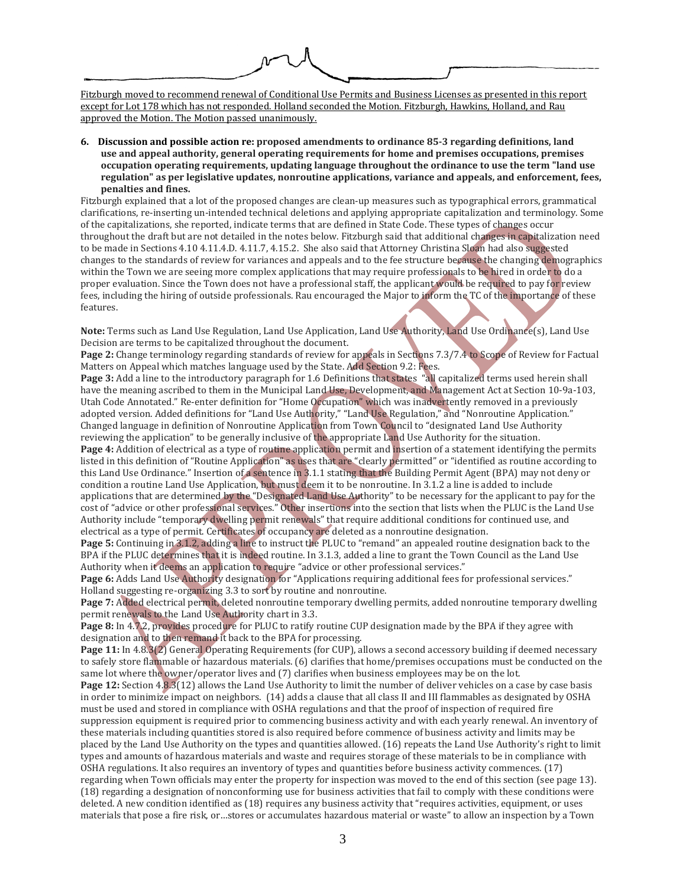Fitzburgh moved to recommend renewal of Conditional Use Permits and Business Licenses as presented in this report except for Lot 178 which has not responded. Holland seconded the Motion. Fitzburgh, Hawkins, Holland, and Rau approved the Motion. The Motion passed unanimously.

**6. Discussion and possible action re: proposed amendments to ordinance 85-3 regarding definitions, land use and appeal authority, general operating requirements for home and premises occupations, premises occupation operating requirements, updating language throughout the ordinance to use the term "land use regulation" as per legislative updates, nonroutine applications, variance and appeals, and enforcement, fees, penalties and fines.**

Fitzburgh explained that a lot of the proposed changes are clean-up measures such as typographical errors, grammatical clarifications, re-inserting un-intended technical deletions and applying appropriate capitalization and terminology. Some of the capitalizations, she reported, indicate terms that are defined in State Code. These types of changes occur throughout the draft but are not detailed in the notes below. Fitzburgh said that additional changes in capitalization need to be made in Sections 4.10 4.11.4.D. 4.11.7, 4.15.2. She also said that Attorney Christina Sloan had also suggested changes to the standards of review for variances and appeals and to the fee structure because the changing demographics within the Town we are seeing more complex applications that may require professionals to be hired in order to do a proper evaluation. Since the Town does not have a professional staff, the applicant would be required to pay for review fees, including the hiring of outside professionals. Rau encouraged the Major to inform the TC of the importance of these features.

**Note:** Terms such as Land Use Regulation, Land Use Application, Land Use Authority, Land Use Ordinance(s), Land Use Decision are terms to be capitalized throughout the document.

**Page 2:** Change terminology regarding standards of review for appeals in Sections 7.3/7.4 to Scope of Review for Factual Matters on Appeal which matches language used by the State. Add Section 9.2: Fees.

**Page 3:** Add a line to the introductory paragraph for 1.6 Definitions that states "all capitalized terms used herein shall have the meaning ascribed to them in the Municipal Land Use, Development, and Management Act at Section 10-9a-103, Utah Code Annotated." Re-enter definition for "Home Occupation" which was inadvertently removed in a previously adopted version. Added definitions for "Land Use Authority," "Land Use Regulation," and "Nonroutine Application." Changed language in definition of Nonroutine Application from Town Council to "designated Land Use Authority reviewing the application" to be generally inclusive of the appropriate Land Use Authority for the situation.

**Page 4:** Addition of electrical as a type of routine application permit and insertion of a statement identifying the permits listed in this definition of "Routine Application" as uses that are "clearly permitted" or "identified as routine according to this Land Use Ordinance." Insertion of a sentence in 3.1.1 stating that the Building Permit Agent (BPA) may not deny or condition a routine Land Use Application, but must deem it to be nonroutine. In 3.1.2 a line is added to include applications that are determined by the "Designated Land Use Authority" to be necessary for the applicant to pay for the cost of "advice or other professional services." Other insertions into the section that lists when the PLUC is the Land Use Authority include "temporary dwelling permit renewals" that require additional conditions for continued use, and electrical as a type of permit. Certificates of occupancy are deleted as a nonroutine designation.

**Page 5:** Continuing in 3.1.2, adding a line to instruct the PLUC to "remand" an appealed routine designation back to the BPA if the PLUC determines that it is indeed routine. In 3.1.3, added a line to grant the Town Council as the Land Use Authority when it deems an application to require "advice or other professional services."

**Page 6:** Adds Land Use Authority designation for "Applications requiring additional fees for professional services." Holland suggesting re-organizing 3.3 to sort by routine and nonroutine.

**Page 7:** Added electrical permit, deleted nonroutine temporary dwelling permits, added nonroutine temporary dwelling permit renewals to the Land Use Authority chart in 3.3.

**Page 8:** In 4.7.2, provides procedure for PLUC to ratify routine CUP designation made by the BPA if they agree with designation and to then remand it back to the BPA for processing.

**Page 11:** In 4.8.3(2) General Operating Requirements (for CUP), allows a second accessory building if deemed necessary to safely store flammable or hazardous materials. (6) clarifies that home/premises occupations must be conducted on the same lot where the owner/operator lives and (7) clarifies when business employees may be on the lot.

**Page 12:** Section 4.8.3(12) allows the Land Use Authority to limit the number of deliver vehicles on a case by case basis in order to minimize impact on neighbors. (14) adds a clause that all class II and III flammables as designated by OSHA must be used and stored in compliance with OSHA regulations and that the proof of inspection of required fire suppression equipment is required prior to commencing business activity and with each yearly renewal. An inventory of these materials including quantities stored is also required before commence of business activity and limits may be placed by the Land Use Authority on the types and quantities allowed. (16) repeats the Land Use Authority's right to limit types and amounts of hazardous materials and waste and requires storage of these materials to be in compliance with OSHA regulations. It also requires an inventory of types and quantities before business activity commences. (17) regarding when Town officials may enter the property for inspection was moved to the end of this section (see page 13). (18) regarding a designation of nonconforming use for business activities that fail to comply with these conditions were deleted. A new condition identified as (18) requires any business activity that "requires activities, equipment, or uses materials that pose a fire risk, or…stores or accumulates hazardous material or waste" to allow an inspection by a Town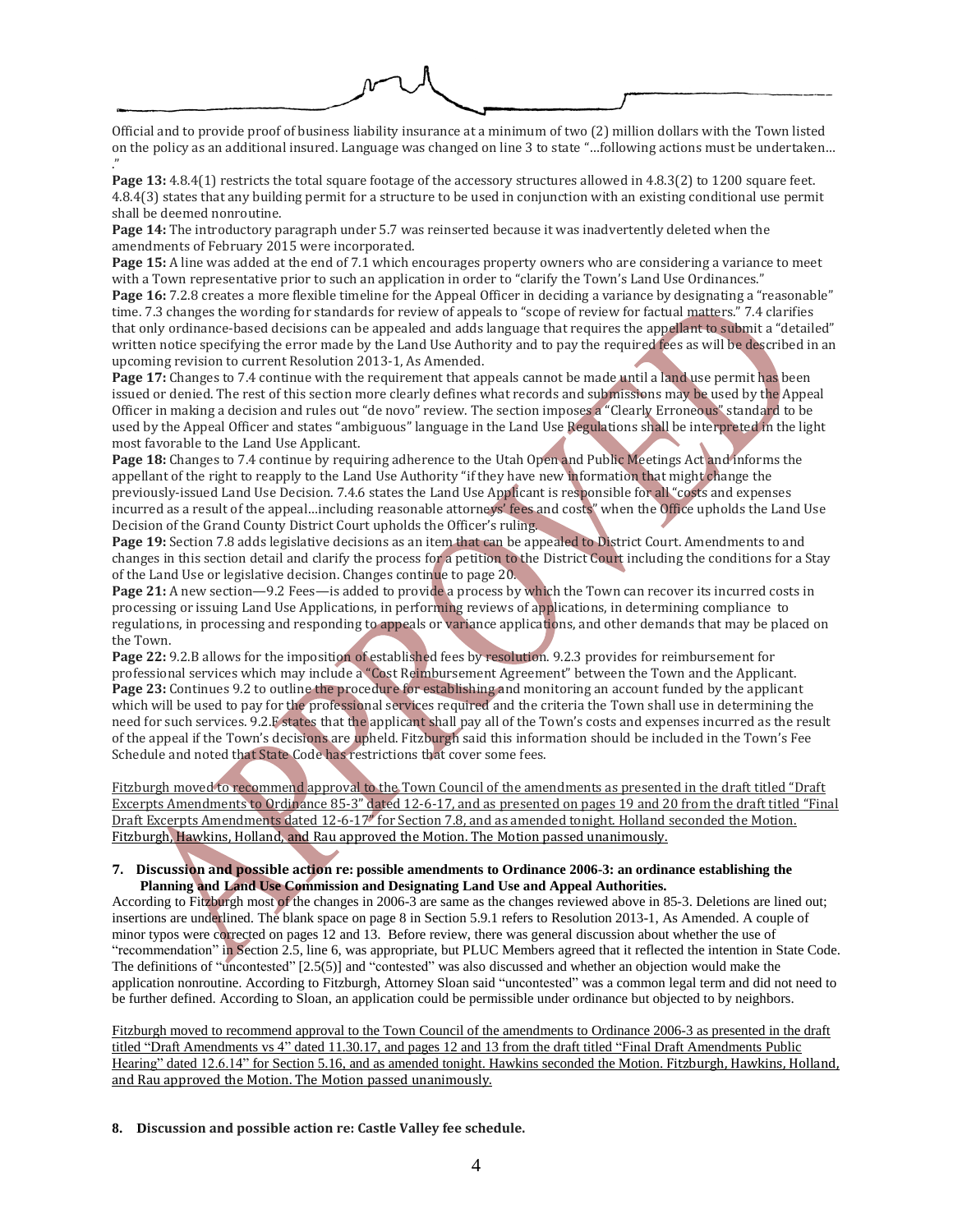Official and to provide proof of business liability insurance at a minimum of two (2) million dollars with the Town listed on the policy as an additional insured. Language was changed on line 3 to state "…following actions must be undertaken… ."

**Page 13:** 4.8.4(1) restricts the total square footage of the accessory structures allowed in 4.8.3(2) to 1200 square feet. 4.8.4(3) states that any building permit for a structure to be used in conjunction with an existing conditional use permit shall be deemed nonroutine.

**Page 14:** The introductory paragraph under 5.7 was reinserted because it was inadvertently deleted when the amendments of February 2015 were incorporated.

**Page 15:** A line was added at the end of 7.1 which encourages property owners who are considering a variance to meet with a Town representative prior to such an application in order to "clarify the Town's Land Use Ordinances."

**Page 16:** 7.2.8 creates a more flexible timeline for the Appeal Officer in deciding a variance by designating a "reasonable" time. 7.3 changes the wording for standards for review of appeals to "scope of review for factual matters." 7.4 clarifies that only ordinance-based decisions can be appealed and adds language that requires the appellant to submit a "detailed" written notice specifying the error made by the Land Use Authority and to pay the required fees as will be described in an upcoming revision to current Resolution 2013-1, As Amended.

**Page 17:** Changes to 7.4 continue with the requirement that appeals cannot be made until a land use permit has been issued or denied. The rest of this section more clearly defines what records and submissions may be used by the Appeal Officer in making a decision and rules out "de novo" review. The section imposes a "Clearly Erroneous" standard to be used by the Appeal Officer and states "ambiguous" language in the Land Use Regulations shall be interpreted in the light most favorable to the Land Use Applicant.

**Page 18:** Changes to 7.4 continue by requiring adherence to the Utah Open and Public Meetings Act and informs the appellant of the right to reapply to the Land Use Authority "if they have new information that might change the previously-issued Land Use Decision. 7.4.6 states the Land Use Applicant is responsible for all "costs and expenses incurred as a result of the appeal…including reasonable attorneys' fees and costs" when the Office upholds the Land Use Decision of the Grand County District Court upholds the Officer's ruling.

**Page 19:** Section 7.8 adds legislative decisions as an item that can be appealed to District Court. Amendments to and changes in this section detail and clarify the process for a petition to the District Court including the conditions for a Stay of the Land Use or legislative decision. Changes continue to page 20.

**Page 21:** A new section—9.2 Fees—is added to provide a process by which the Town can recover its incurred costs in processing or issuing Land Use Applications, in performing reviews of applications, in determining compliance to regulations, in processing and responding to appeals or variance applications, and other demands that may be placed on the Town.

**Page 22:** 9.2.B allows for the imposition of established fees by resolution. 9.2.3 provides for reimbursement for professional services which may include a "Cost Reimbursement Agreement" between the Town and the Applicant.

**Page 23:** Continues 9.2 to outline the procedure for establishing and monitoring an account funded by the applicant which will be used to pay for the professional services required and the criteria the Town shall use in determining the need for such services. 9.2.E states that the applicant shall pay all of the Town's costs and expenses incurred as the result of the appeal if the Town's decisions are upheld. Fitzburgh said this information should be included in the Town's Fee Schedule and noted that State Code has restrictions that cover some fees.

Fitzburgh moved to recommend approval to the Town Council of the amendments as presented in the draft titled "Draft Excerpts Amendments to Ordinance 85-3" dated 12-6-17, and as presented on pages 19 and 20 from the draft titled "Final Draft Excerpts Amendments dated 12-6-17" for Section 7.8, and as amended tonight. Holland seconded the Motion. Fitzburgh, Hawkins, Holland, and Rau approved the Motion. The Motion passed unanimously.

**7. Discussion and possible action re: possible amendments to Ordinance 2006-3: an ordinance establishing the Planning and Land Use Commission and Designating Land Use and Appeal Authorities.**

According to Fitzburgh most of the changes in 2006-3 are same as the changes reviewed above in 85-3. Deletions are lined out; insertions are underlined. The blank space on page 8 in Section 5.9.1 refers to Resolution 2013-1, As Amended. A couple of minor typos were corrected on pages 12 and 13. Before review, there was general discussion about whether the use of "recommendation" in Section 2.5, line 6, was appropriate, but PLUC Members agreed that it reflected the intention in State Code. The definitions of "uncontested" [2.5(5)] and "contested" was also discussed and whether an objection would make the application nonroutine. According to Fitzburgh, Attorney Sloan said "uncontested" was a common legal term and did not need to be further defined. According to Sloan, an application could be permissible under ordinance but objected to by neighbors.

Fitzburgh moved to recommend approval to the Town Council of the amendments to Ordinance 2006-3 as presented in the draft titled "Draft Amendments vs 4" dated 11.30.17, and pages 12 and 13 from the draft titled "Final Draft Amendments Public Hearing" dated 12.6.14" for Section 5.16, and as amended tonight. Hawkins seconded the Motion. Fitzburgh, Hawkins, Holland, and Rau approved the Motion. The Motion passed unanimously.

**8. Discussion and possible action re: Castle Valley fee schedule.**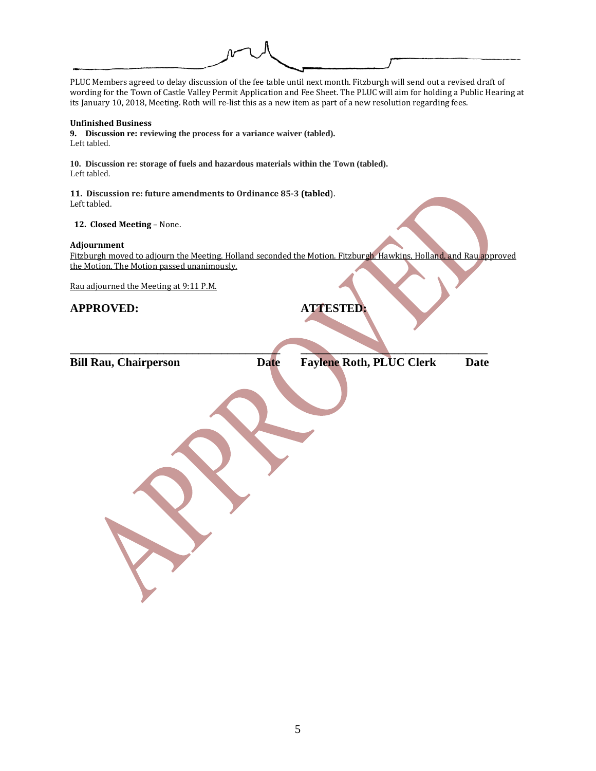PLUC Members agreed to delay discussion of the fee table until next month. Fitzburgh will send out a revised draft of wording for the Town of Castle Valley Permit Application and Fee Sheet. The PLUC will aim for holding a Public Hearing at its January 10, 2018, Meeting. Roth will re-list this as a new item as part of a new resolution regarding fees.

**Unfinished Business**

**9. Discussion re: reviewing the process for a variance waiver (tabled).**
Left tabled.

**10. Discussion re: storage of fuels and hazardous materials within the Town (tabled).**
Left tabled.

**11. Discussion re: future amendments to Ordinance 85-3 (tabled).**
Left tabled.

**12. Closed Meeting** – None.

**Adjournment**

Fitzburgh moved to adjourn the Meeting. Holland seconded the Motion. Fitzburgh, Hawkins, Holland, and Rau approved the Motion. The Motion passed unanimously.

Rau adjourned the Meeting at 9:11 P.M.

**APPROVED:** **ATTESTED:**

\_\_\_\_\_\_\_\_\_\_\_\_\_\_\_\_\_\_\_\_\_\_\_\_\_\_\_\_\_\_\_\_\_\_\_\_\_\_ \_\_\_\_\_\_\_\_\_\_\_\_\_\_\_\_\_\_\_\_\_\_\_\_\_\_\_\_\_\_\_\_\_\_\_\_\_\_

**Bill Rau, Chairperson Date** **Faylene Roth, PLUC Clerk Date**

APPROVED